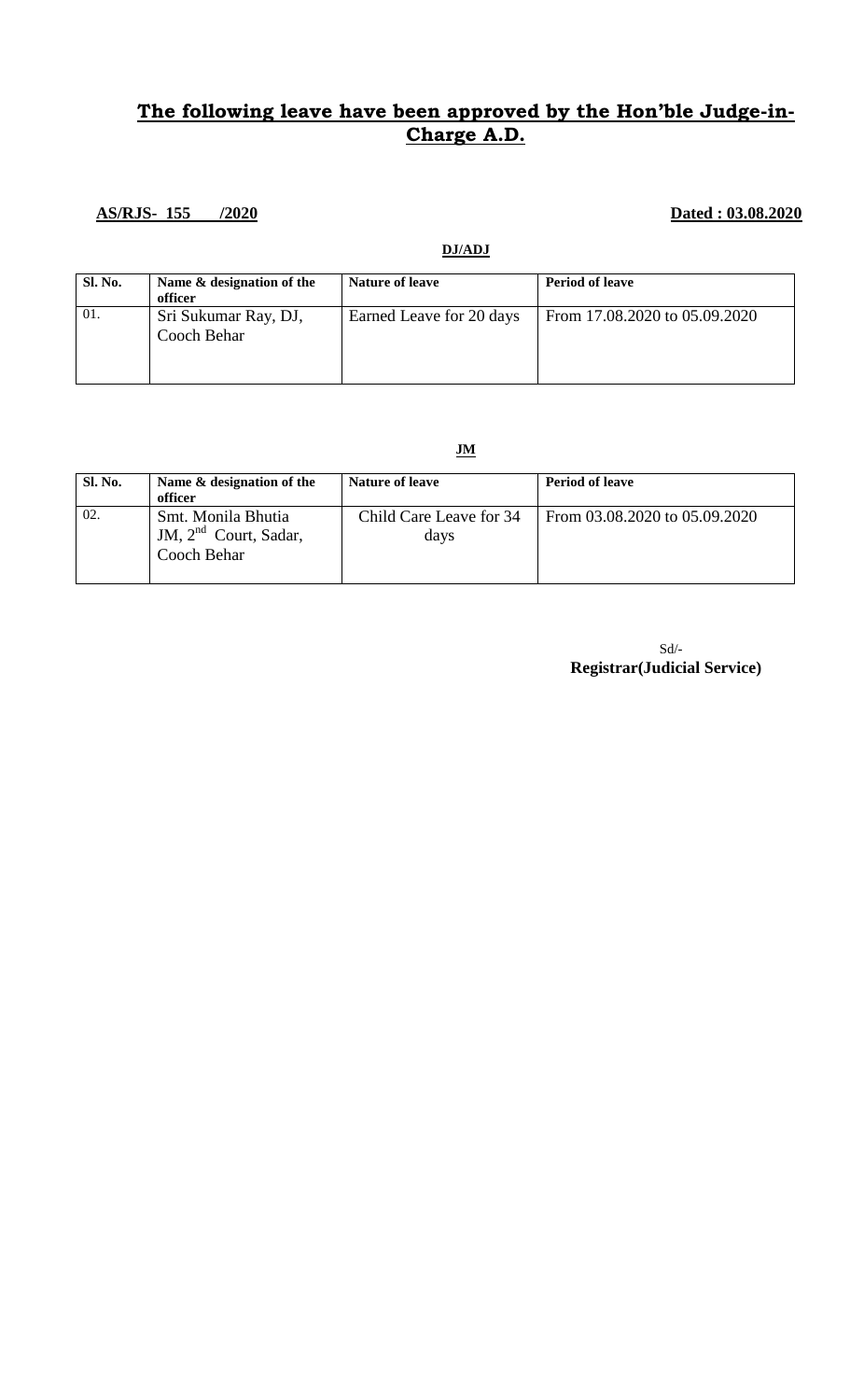# **The following leave have been approved by the Hon'ble Judge-in-Charge A.D.**

**AS/RJS- 155 /2020** **Dated : 03.08.2020**

**DJ/ADJ**

| Sl. No. | Name & designation of the officer | Nature of leave | Period of leave |
|---|---|---|---|
| 01. | Sri Sukumar Ray, DJ, Cooch Behar | Earned Leave for 20 days | From 17.08.2020 to 05.09.2020 |

**JM**

| Sl. No. | Name & designation of the officer | Nature of leave | Period of leave |
|---|---|---|---|
| 02. | Smt. Monila Bhutia JM, 2nd Court, Sadar, Cooch Behar | Child Care Leave for 34 days | From 03.08.2020 to 05.09.2020 |

Sd/-
**Registrar(Judicial Service)**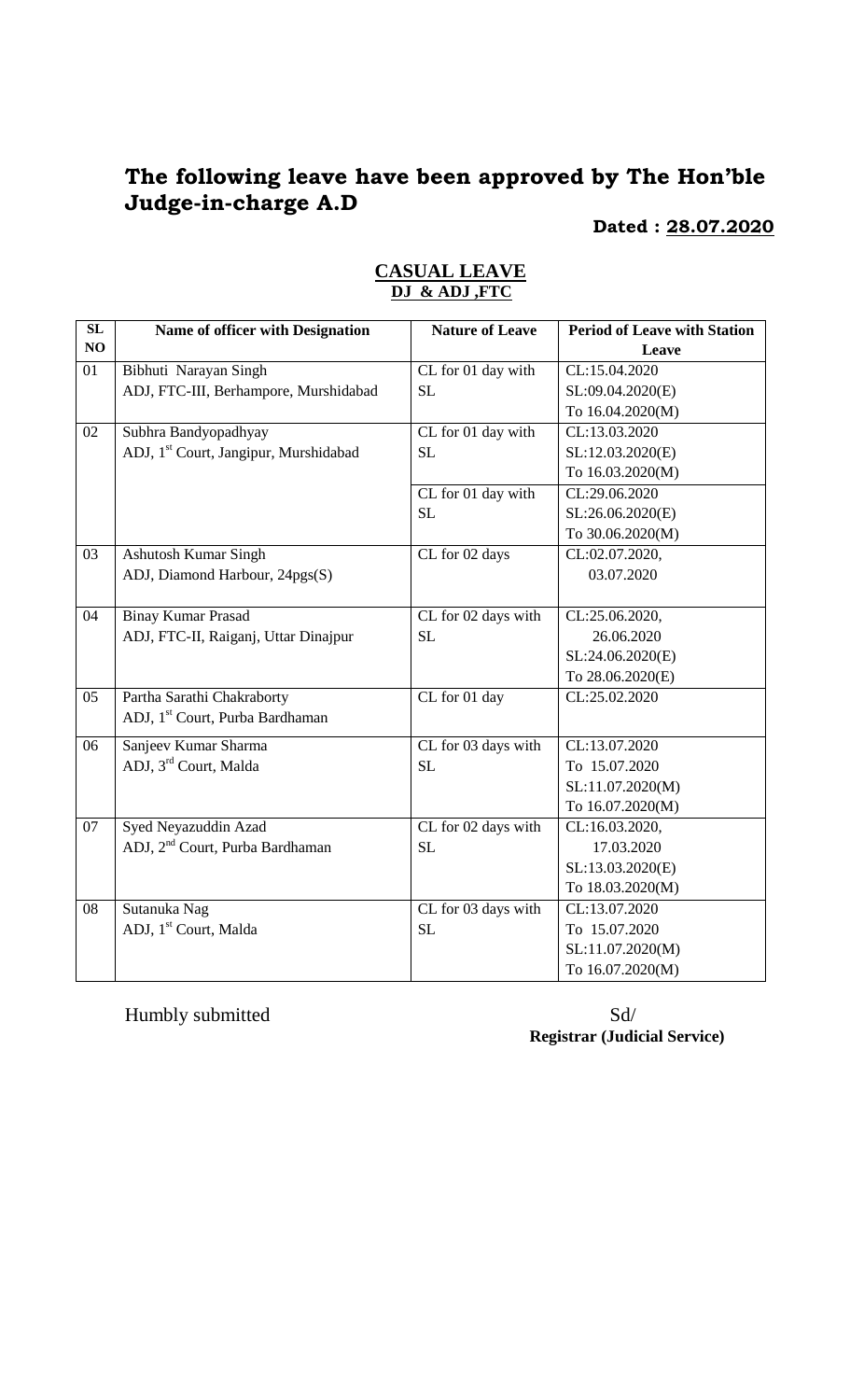# The following leave have been approved by The Hon'ble Judge-in-charge A.D

**Dated : 28.07.2020**

**CASUAL LEAVE**
**DJ & ADJ ,FTC**

| SL NO | Name of officer with Designation | Nature of Leave | Period of Leave with Station Leave |
|---|---|---|---|
| 01 | Bibhuti Narayan Singh<br>ADJ, FTC-III, Berhampore, Murshidabad | CL for 01 day with SL | CL:15.04.2020<br>SL:09.04.2020(E)<br>To 16.04.2020(M) |
| 02 | Subhra Bandyopadhyay<br>ADJ, 1st Court, Jangipur, Murshidabad | CL for 01 day with SL | CL:13.03.2020<br>SL:12.03.2020(E)<br>To 16.03.2020(M) |
| | | CL for 01 day with SL | CL:29.06.2020<br>SL:26.06.2020(E)<br>To 30.06.2020(M) |
| 03 | Ashutosh Kumar Singh<br>ADJ, Diamond Harbour, 24pgs(S) | CL for 02 days | CL:02.07.2020,<br>03.07.2020 |
| 04 | Binay Kumar Prasad<br>ADJ, FTC-II, Raiganj, Uttar Dinajpur | CL for 02 days with SL | CL:25.06.2020,<br>26.06.2020<br>SL:24.06.2020(E)<br>To 28.06.2020(E) |
| 05 | Partha Sarathi Chakraborty<br>ADJ, 1st Court, Purba Bardhaman | CL for 01 day | CL:25.02.2020 |
| 06 | Sanjeev Kumar Sharma<br>ADJ, 3rd Court, Malda | CL for 03 days with SL | CL:13.07.2020<br>To 15.07.2020<br>SL:11.07.2020(M)<br>To 16.07.2020(M) |
| 07 | Syed Neyazuddin Azad<br>ADJ, 2nd Court, Purba Bardhaman | CL for 02 days with SL | CL:16.03.2020,<br>17.03.2020<br>SL:13.03.2020(E)<br>To 18.03.2020(M) |
| 08 | Sutanuka Nag<br>ADJ, 1st Court, Malda | CL for 03 days with SL | CL:13.07.2020<br>To 15.07.2020<br>SL:11.07.2020(M)<br>To 16.07.2020(M) |

Humbly submitted

Sd/
**Registrar (Judicial Service)**